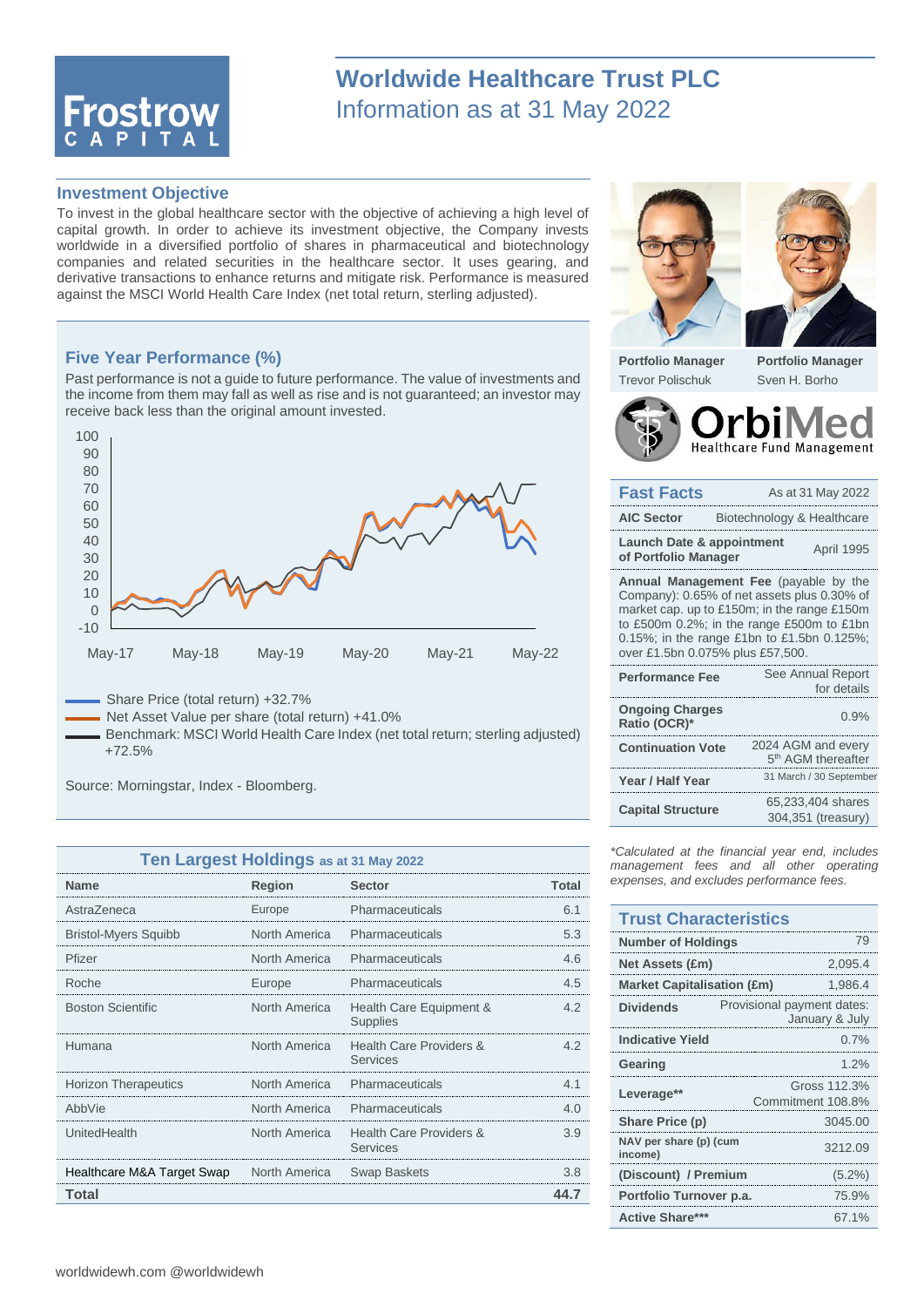Frostrow CAPITAL

# Worldwide Healthcare Trust PLC

Information as at 31 May 2022

## Investment Objective

To invest in the global healthcare sector with the objective of achieving a high level of capital growth. In order to achieve its investment objective, the Company invests worldwide in a diversified portfolio of shares in pharmaceutical and biotechnology companies and related securities in the healthcare sector. It uses gearing, and derivative transactions to enhance returns and mitigate risk. Performance is measured against the MSCI World Health Care Index (net total return, sterling adjusted).

## Five Year Performance (%)

Past performance is not a guide to future performance. The value of investments and the income from them may fall as well as rise and is not guaranteed; an investor may receive back less than the original amount invested.

100
90
80
70
60
50
40
30
20
10
0
-10

May-17 May-18 May-19 May-20 May-21 May-22

Share Price (total return) +32.7%
Net Asset Value per share (total return) +41.0%
Benchmark: MSCI World Health Care Index (net total return; sterling adjusted) +72.5%

Source: Morningstar, Index - Bloomberg.

## Ten Largest Holdings as at 31 May 2022

| Name | Region | Sector | Total |
|---|---|---|---|
| AstraZeneca | Europe | Pharmaceuticals | 6.1 |
| Bristol-Myers Squibb | North America | Pharmaceuticals | 5.3 |
| Pfizer | North America | Pharmaceuticals | 4.6 |
| Roche | Europe | Pharmaceuticals | 4.5 |
| Boston Scientific | North America | Health Care Equipment & Supplies | 4.2 |
| Humana | North America | Health Care Providers & Services | 4.2 |
| Horizon Therapeutics | North America | Pharmaceuticals | 4.1 |
| AbbVie | North America | Pharmaceuticals | 4.0 |
| UnitedHealth | North America | Health Care Providers & Services | 3.9 |
| Healthcare M&A Target Swap | North America | Swap Baskets | 3.8 |
| **Total** | | | **44.7** |

Portfolio Manager
Trevor Polischuk

Portfolio Manager
Sven H. Borho

OrbiMed Healthcare Fund Management

## Fast Facts

As at 31 May 2022

| | |
|---|---|
| **AIC Sector** | Biotechnology & Healthcare |
| **Launch Date & appointment of Portfolio Manager** | April 1995 |
| **Annual Management Fee** (payable by the Company): 0.65% of net assets plus 0.30% of market cap. up to £150m; in the range £150m to £500m 0.2%; in the range £500m to £1bn 0.15%; in the range £1bn to £1.5bn 0.125%; over £1.5bn 0.075% plus £57,500. | |
| **Performance Fee** | See Annual Report for details |
| **Ongoing Charges Ratio (OCR)*** | 0.9% |
| **Continuation Vote** | 2024 AGM and every 5th AGM thereafter |
| **Year / Half Year** | 31 March / 30 September |
| **Capital Structure** | 65,233,404 shares 304,351 (treasury) |

*\*Calculated at the financial year end, includes management fees and all other operating expenses, and excludes performance fees.*

## Trust Characteristics

| | |
|---|---|
| **Number of Holdings** | 79 |
| **Net Assets (£m)** | 2,095.4 |
| **Market Capitalisation (£m)** | 1,986.4 |
| **Dividends** | Provisional payment dates: January & July |
| **Indicative Yield** | 0.7% |
| **Gearing** | 1.2% |
| **Leverage**** | Gross 112.3% Commitment 108.8% |
| **Share Price (p)** | 3045.00 |
| **NAV per share (p) (cum income)** | 3212.09 |
| **(Discount) / Premium** | (5.2%) |
| **Portfolio Turnover p.a.** | 75.9% |
| **Active Share***** | 67.1% |

worldwidewh.com @worldwidewh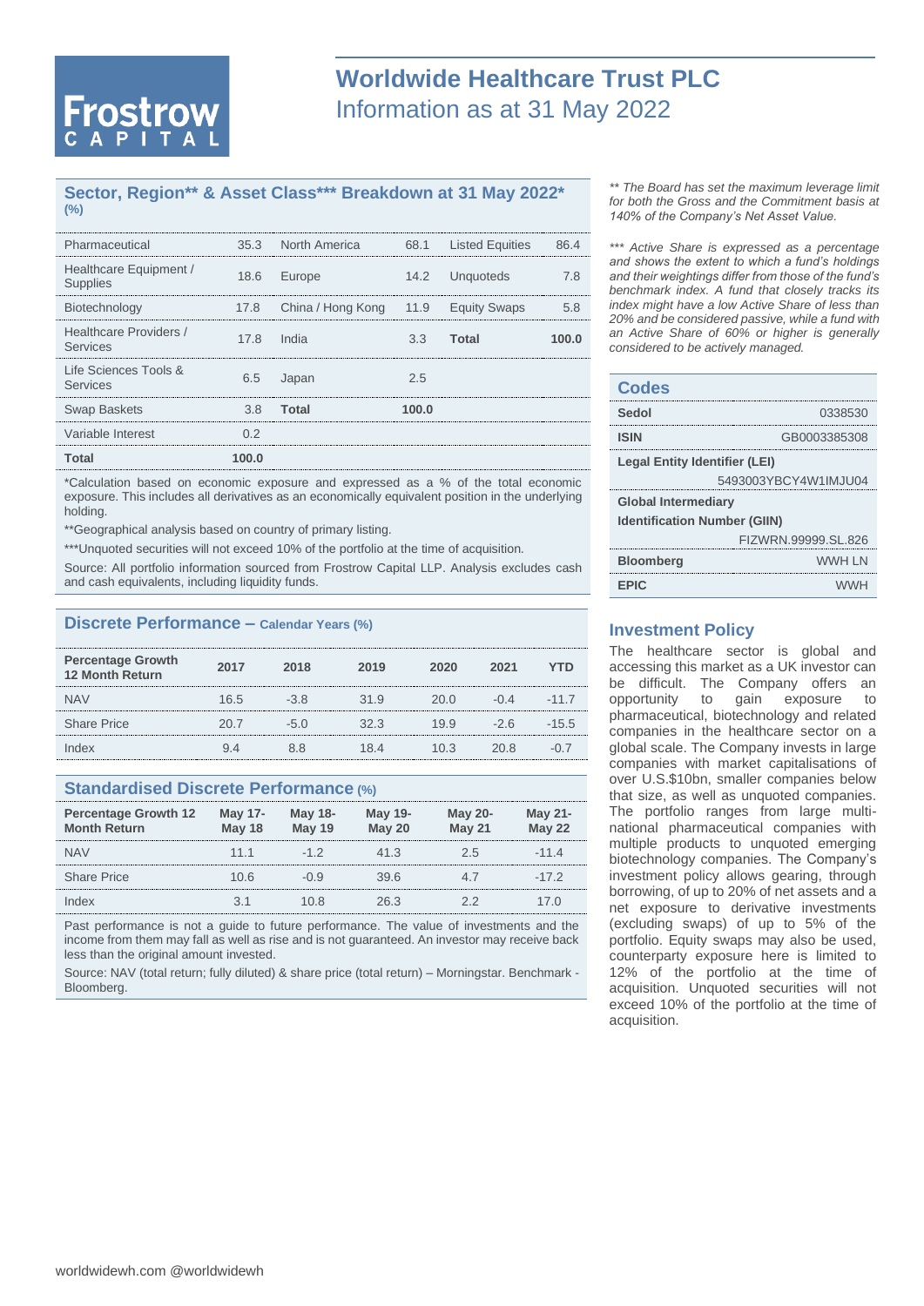# Worldwide Healthcare Trust PLC

Information as at 31 May 2022

## Sector, Region** & Asset Class*** Breakdown at 31 May 2022* (%)

| | | | | | |
|---|---|---|---|---|---|
| Pharmaceutical | 35.3 | North America | 68.1 | Listed Equities | 86.4 |
| Healthcare Equipment / Supplies | 18.6 | Europe | 14.2 | Unquoteds | 7.8 |
| Biotechnology | 17.8 | China / Hong Kong | 11.9 | Equity Swaps | 5.8 |
| Healthcare Providers / Services | 17.8 | India | 3.3 | **Total** | **100.0** |
| Life Sciences Tools & Services | 6.5 | Japan | 2.5 | | |
| Swap Baskets | 3.8 | **Total** | **100.0** | | |
| Variable Interest | 0.2 | | | | |
| **Total** | **100.0** | | | | |

*Calculation based on economic exposure and expressed as a % of the total economic exposure. This includes all derivatives as an economically equivalent position in the underlying holding.

**Geographical analysis based on country of primary listing.

***Unquoted securities will not exceed 10% of the portfolio at the time of acquisition.

Source: All portfolio information sourced from Frostrow Capital LLP. Analysis excludes cash and cash equivalents, including liquidity funds.

## Discrete Performance – Calendar Years (%)

| Percentage Growth 12 Month Return | 2017 | 2018 | 2019 | 2020 | 2021 | YTD |
|---|---|---|---|---|---|---|
| NAV | 16.5 | -3.8 | 31.9 | 20.0 | -0.4 | -11.7 |
| Share Price | 20.7 | -5.0 | 32.3 | 19.9 | -2.6 | -15.5 |
| Index | 9.4 | 8.8 | 18.4 | 10.3 | 20.8 | -0.7 |

## Standardised Discrete Performance (%)

| Percentage Growth 12 Month Return | May 17-May 18 | May 18-May 19 | May 19-May 20 | May 20-May 21 | May 21-May 22 |
|---|---|---|---|---|---|
| NAV | 11.1 | -1.2 | 41.3 | 2.5 | -11.4 |
| Share Price | 10.6 | -0.9 | 39.6 | 4.7 | -17.2 |
| Index | 3.1 | 10.8 | 26.3 | 2.2 | 17.0 |

Past performance is not a guide to future performance. The value of investments and the income from them may fall as well as rise and is not guaranteed. An investor may receive back less than the original amount invested.

Source: NAV (total return; fully diluted) & share price (total return) – Morningstar. Benchmark - Bloomberg.

*** The Board has set the maximum leverage limit for both the Gross and the Commitment basis at 140% of the Company's Net Asset Value.*

**** Active Share is expressed as a percentage and shows the extent to which a fund's holdings and their weightings differ from those of the fund's benchmark index. A fund that closely tracks its index might have a low Active Share of less than 20% and be considered passive, while a fund with an Active Share of 60% or higher is generally considered to be actively managed.*

## Codes

| | |
|---|---|
| **Sedol** | 0338530 |
| **ISIN** | GB0003385308 |
| **Legal Entity Identifier (LEI)** | 5493003YBCY4W1IMJU04 |
| **Global Intermediary Identification Number (GIIN)** | FIZWRN.99999.SL.826 |
| **Bloomberg** | WWH LN |
| **EPIC** | WWH |

## Investment Policy

The healthcare sector is global and accessing this market as a UK investor can be difficult. The Company offers an opportunity to gain exposure to pharmaceutical, biotechnology and related companies in the healthcare sector on a global scale. The Company invests in large companies with market capitalisations of over U.S.$10bn, smaller companies below that size, as well as unquoted companies. The portfolio ranges from large multi-national pharmaceutical companies with multiple products to unquoted emerging biotechnology companies. The Company's investment policy allows gearing, through borrowing, of up to 20% of net assets and a net exposure to derivative investments (excluding swaps) of up to 5% of the portfolio. Equity swaps may also be used, counterparty exposure here is limited to 12% of the portfolio at the time of acquisition. Unquoted securities will not exceed 10% of the portfolio at the time of acquisition.

worldwidewh.com @worldwidewh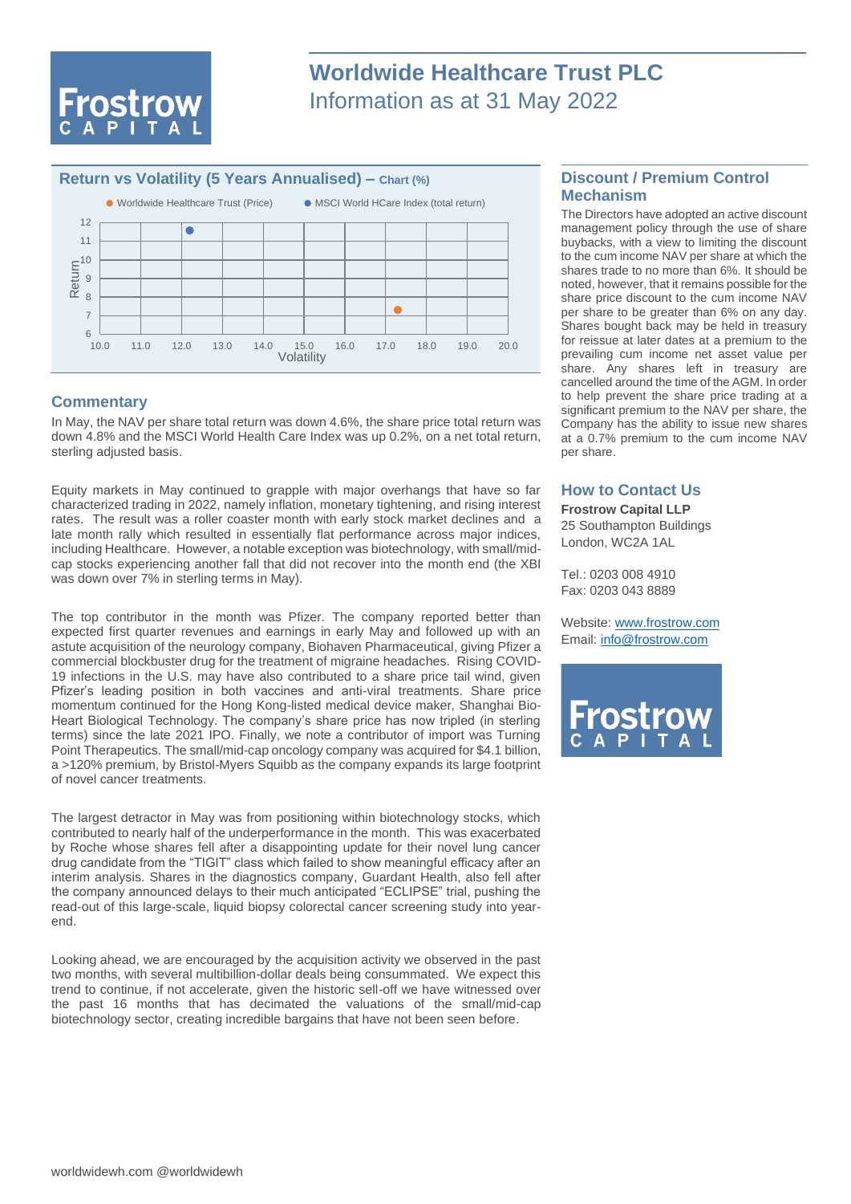# Worldwide Healthcare Trust PLC

Information as at 31 May 2022

## Return vs Volatility (5 Years Annualised) – Chart (%)

● Worldwide Healthcare Trust (Price) ● MSCI World HCare Index (total return)

| Series | Volatility | Return |
|---|---|---|
| MSCI World HCare Index (total return) | ~12.2 | ~11.6 |
| Worldwide Healthcare Trust (Price) | ~17.3 | ~7.3 |

## Commentary

In May, the NAV per share total return was down 4.6%, the share price total return was down 4.8% and the MSCI World Health Care Index was up 0.2%, on a net total return, sterling adjusted basis.

Equity markets in May continued to grapple with major overhangs that have so far characterized trading in 2022, namely inflation, monetary tightening, and rising interest rates. The result was a roller coaster month with early stock market declines and a late month rally which resulted in essentially flat performance across major indices, including Healthcare. However, a notable exception was biotechnology, with small/mid-cap stocks experiencing another fall that did not recover into the month end (the XBI was down over 7% in sterling terms in May).

The top contributor in the month was Pfizer. The company reported better than expected first quarter revenues and earnings in early May and followed up with an astute acquisition of the neurology company, Biohaven Pharmaceutical, giving Pfizer a commercial blockbuster drug for the treatment of migraine headaches. Rising COVID-19 infections in the U.S. may have also contributed to a share price tail wind, given Pfizer's leading position in both vaccines and anti-viral treatments. Share price momentum continued for the Hong Kong-listed medical device maker, Shanghai Bio-Heart Biological Technology. The company's share price has now tripled (in sterling terms) since the late 2021 IPO. Finally, we note a contributor of import was Turning Point Therapeutics. The small/mid-cap oncology company was acquired for $4.1 billion, a >120% premium, by Bristol-Myers Squibb as the company expands its large footprint of novel cancer treatments.

The largest detractor in May was from positioning within biotechnology stocks, which contributed to nearly half of the underperformance in the month. This was exacerbated by Roche whose shares fell after a disappointing update for their novel lung cancer drug candidate from the "TIGIT" class which failed to show meaningful efficacy after an interim analysis. Shares in the diagnostics company, Guardant Health, also fell after the company announced delays to their much anticipated "ECLIPSE" trial, pushing the read-out of this large-scale, liquid biopsy colorectal cancer screening study into year-end.

Looking ahead, we are encouraged by the acquisition activity we observed in the past two months, with several multibillion-dollar deals being consummated. We expect this trend to continue, if not accelerate, given the historic sell-off we have witnessed over the past 16 months that has decimated the valuations of the small/mid-cap biotechnology sector, creating incredible bargains that have not been seen before.

## Discount / Premium Control Mechanism

The Directors have adopted an active discount management policy through the use of share buybacks, with a view to limiting the discount to the cum income NAV per share at which the shares trade to no more than 6%. It should be noted, however, that it remains possible for the share price discount to the cum income NAV per share to be greater than 6% on any day. Shares bought back may be held in treasury for reissue at later dates at a premium to the prevailing cum income net asset value per share. Any shares left in treasury are cancelled around the time of the AGM. In order to help prevent the share price trading at a significant premium to the NAV per share, the Company has the ability to issue new shares at a 0.7% premium to the cum income NAV per share.

## How to Contact Us

**Frostrow Capital LLP**
25 Southampton Buildings
London, WC2A 1AL

Tel.: 0203 008 4910
Fax: 0203 043 8889

Website: www.frostrow.com
Email: info@frostrow.com

worldwidewh.com @worldwidewh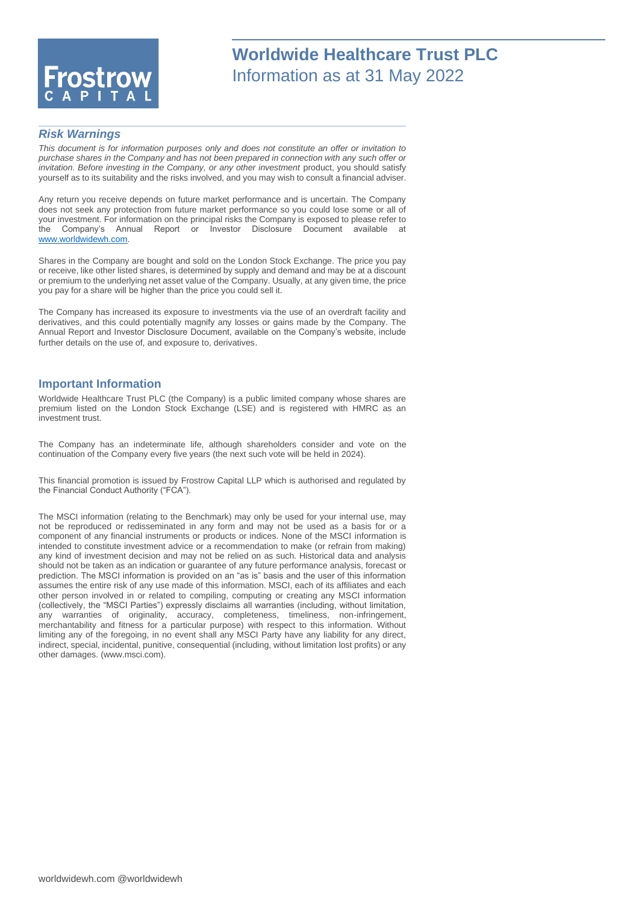# Worldwide Healthcare Trust PLC

Information as at 31 May 2022

## *Risk Warnings*

*This document is for information purposes only and does not constitute an offer or invitation to purchase shares in the Company and has not been prepared in connection with any such offer or invitation. Before investing in the Company, or any other investment* product, you should satisfy yourself as to its suitability and the risks involved, and you may wish to consult a financial adviser.

Any return you receive depends on future market performance and is uncertain. The Company does not seek any protection from future market performance so you could lose some or all of your investment. For information on the principal risks the Company is exposed to please refer to the Company's Annual Report or Investor Disclosure Document available at www.worldwidewh.com.

Shares in the Company are bought and sold on the London Stock Exchange. The price you pay or receive, like other listed shares, is determined by supply and demand and may be at a discount or premium to the underlying net asset value of the Company. Usually, at any given time, the price you pay for a share will be higher than the price you could sell it.

The Company has increased its exposure to investments via the use of an overdraft facility and derivatives, and this could potentially magnify any losses or gains made by the Company. The Annual Report and Investor Disclosure Document, available on the Company's website, include further details on the use of, and exposure to, derivatives.

## Important Information

Worldwide Healthcare Trust PLC (the Company) is a public limited company whose shares are premium listed on the London Stock Exchange (LSE) and is registered with HMRC as an investment trust.

The Company has an indeterminate life, although shareholders consider and vote on the continuation of the Company every five years (the next such vote will be held in 2024).

This financial promotion is issued by Frostrow Capital LLP which is authorised and regulated by the Financial Conduct Authority ("FCA").

The MSCI information (relating to the Benchmark) may only be used for your internal use, may not be reproduced or redisseminated in any form and may not be used as a basis for or a component of any financial instruments or products or indices. None of the MSCI information is intended to constitute investment advice or a recommendation to make (or refrain from making) any kind of investment decision and may not be relied on as such. Historical data and analysis should not be taken as an indication or guarantee of any future performance analysis, forecast or prediction. The MSCI information is provided on an "as is" basis and the user of this information assumes the entire risk of any use made of this information. MSCI, each of its affiliates and each other person involved in or related to compiling, computing or creating any MSCI information (collectively, the "MSCI Parties") expressly disclaims all warranties (including, without limitation, any warranties of originality, accuracy, completeness, timeliness, non-infringement, merchantability and fitness for a particular purpose) with respect to this information. Without limiting any of the foregoing, in no event shall any MSCI Party have any liability for any direct, indirect, special, incidental, punitive, consequential (including, without limitation lost profits) or any other damages. (www.msci.com).